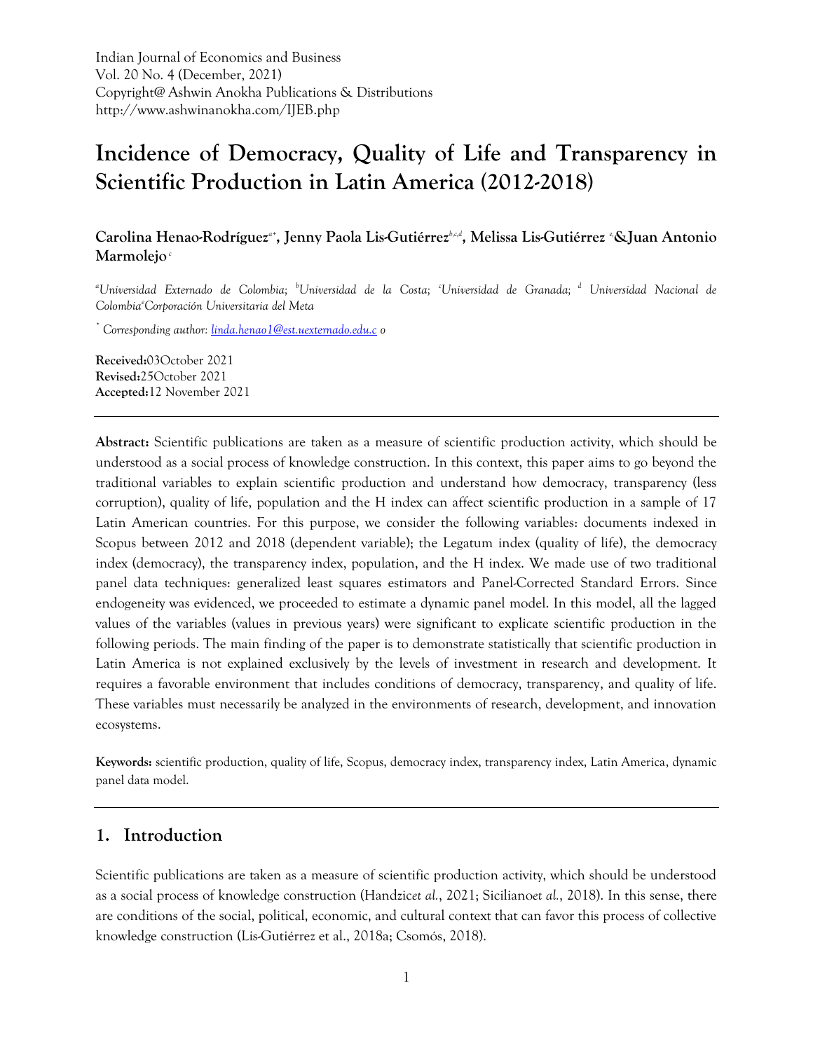Indian Journal of Economics and Business
Vol. 20 No. 4 (December, 2021)
Copyright@ Ashwin Anokha Publications & Distributions
http://www.ashwinanokha.com/IJEB.php

# Incidence of Democracy, Quality of Life and Transparency in Scientific Production in Latin America (2012-2018)

**Carolina Henao-Rodríguez[a*], Jenny Paola Lis-Gutiérrez[b,c,d], Melissa Lis-Gutiérrez [e]&Juan Antonio Marmolejo[c]**

*[a]Universidad Externado de Colombia; [b]Universidad de la Costa; [c]Universidad de Granada; [d] Universidad Nacional de Colombia[e]Corporación Universitaria del Meta*

*[*] Corresponding author: linda.henao1@est.uexternado.edu.c o*

**Received:**03October 2021
**Revised:**25October 2021
**Accepted:**12 November 2021

---

**Abstract:** Scientific publications are taken as a measure of scientific production activity, which should be understood as a social process of knowledge construction. In this context, this paper aims to go beyond the traditional variables to explain scientific production and understand how democracy, transparency (less corruption), quality of life, population and the H index can affect scientific production in a sample of 17 Latin American countries. For this purpose, we consider the following variables: documents indexed in Scopus between 2012 and 2018 (dependent variable); the Legatum index (quality of life), the democracy index (democracy), the transparency index, population, and the H index. We made use of two traditional panel data techniques: generalized least squares estimators and Panel-Corrected Standard Errors. Since endogeneity was evidenced, we proceeded to estimate a dynamic panel model. In this model, all the lagged values of the variables (values in previous years) were significant to explicate scientific production in the following periods. The main finding of the paper is to demonstrate statistically that scientific production in Latin America is not explained exclusively by the levels of investment in research and development. It requires a favorable environment that includes conditions of democracy, transparency, and quality of life. These variables must necessarily be analyzed in the environments of research, development, and innovation ecosystems.

**Keywords:** scientific production, quality of life, Scopus, democracy index, transparency index, Latin America, dynamic panel data model.

---

## 1. Introduction

Scientific publications are taken as a measure of scientific production activity, which should be understood as a social process of knowledge construction (Handzic*et al.*, 2021; Siciliano*et al.*, 2018). In this sense, there are conditions of the social, political, economic, and cultural context that can favor this process of collective knowledge construction (Lis-Gutiérrez et al., 2018a; Csomós, 2018).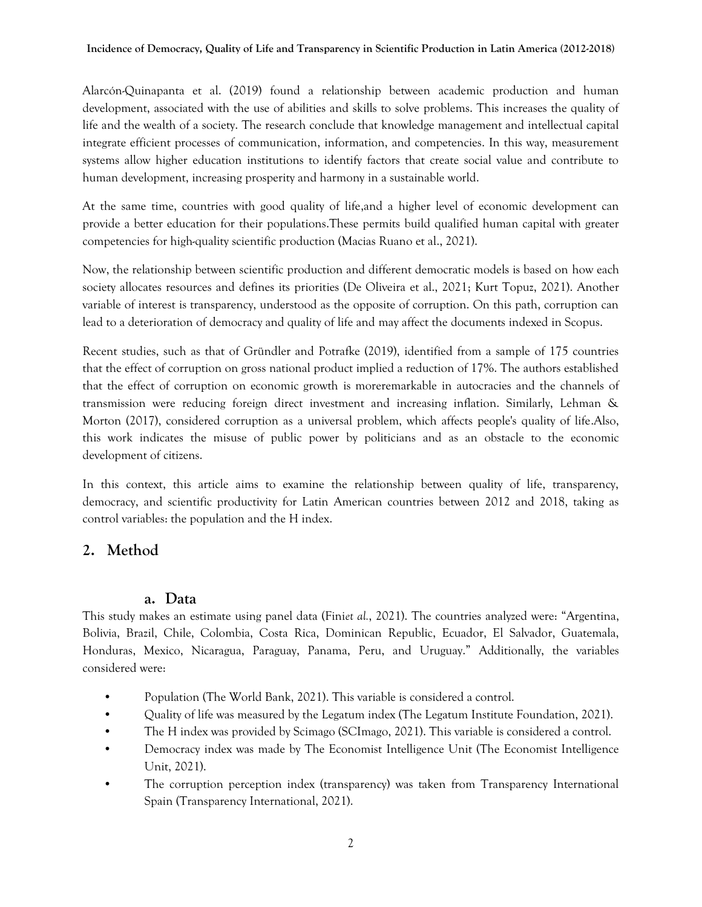Alarcón-Quinapanta et al. (2019) found a relationship between academic production and human development, associated with the use of abilities and skills to solve problems. This increases the quality of life and the wealth of a society. The research conclude that knowledge management and intellectual capital integrate efficient processes of communication, information, and competencies. In this way, measurement systems allow higher education institutions to identify factors that create social value and contribute to human development, increasing prosperity and harmony in a sustainable world.

At the same time, countries with good quality of life,and a higher level of economic development can provide a better education for their populations.These permits build qualified human capital with greater competencies for high-quality scientific production (Macias Ruano et al., 2021).

Now, the relationship between scientific production and different democratic models is based on how each society allocates resources and defines its priorities (De Oliveira et al., 2021; Kurt Topuz, 2021). Another variable of interest is transparency, understood as the opposite of corruption. On this path, corruption can lead to a deterioration of democracy and quality of life and may affect the documents indexed in Scopus.

Recent studies, such as that of Gründler and Potrafke (2019), identified from a sample of 175 countries that the effect of corruption on gross national product implied a reduction of 17%. The authors established that the effect of corruption on economic growth is moreremarkable in autocracies and the channels of transmission were reducing foreign direct investment and increasing inflation. Similarly, Lehman & Morton (2017), considered corruption as a universal problem, which affects people's quality of life.Also, this work indicates the misuse of public power by politicians and as an obstacle to the economic development of citizens.

In this context, this article aims to examine the relationship between quality of life, transparency, democracy, and scientific productivity for Latin American countries between 2012 and 2018, taking as control variables: the population and the H index.

## 2. Method

### a. Data

This study makes an estimate using panel data (Fini*et al.*, 2021). The countries analyzed were: "Argentina, Bolivia, Brazil, Chile, Colombia, Costa Rica, Dominican Republic, Ecuador, El Salvador, Guatemala, Honduras, Mexico, Nicaragua, Paraguay, Panama, Peru, and Uruguay." Additionally, the variables considered were:

- Population (The World Bank, 2021). This variable is considered a control.
- Quality of life was measured by the Legatum index (The Legatum Institute Foundation, 2021).
- The H index was provided by Scimago (SCImago, 2021). This variable is considered a control.
- Democracy index was made by The Economist Intelligence Unit (The Economist Intelligence Unit, 2021).
- The corruption perception index (transparency) was taken from Transparency International Spain (Transparency International, 2021).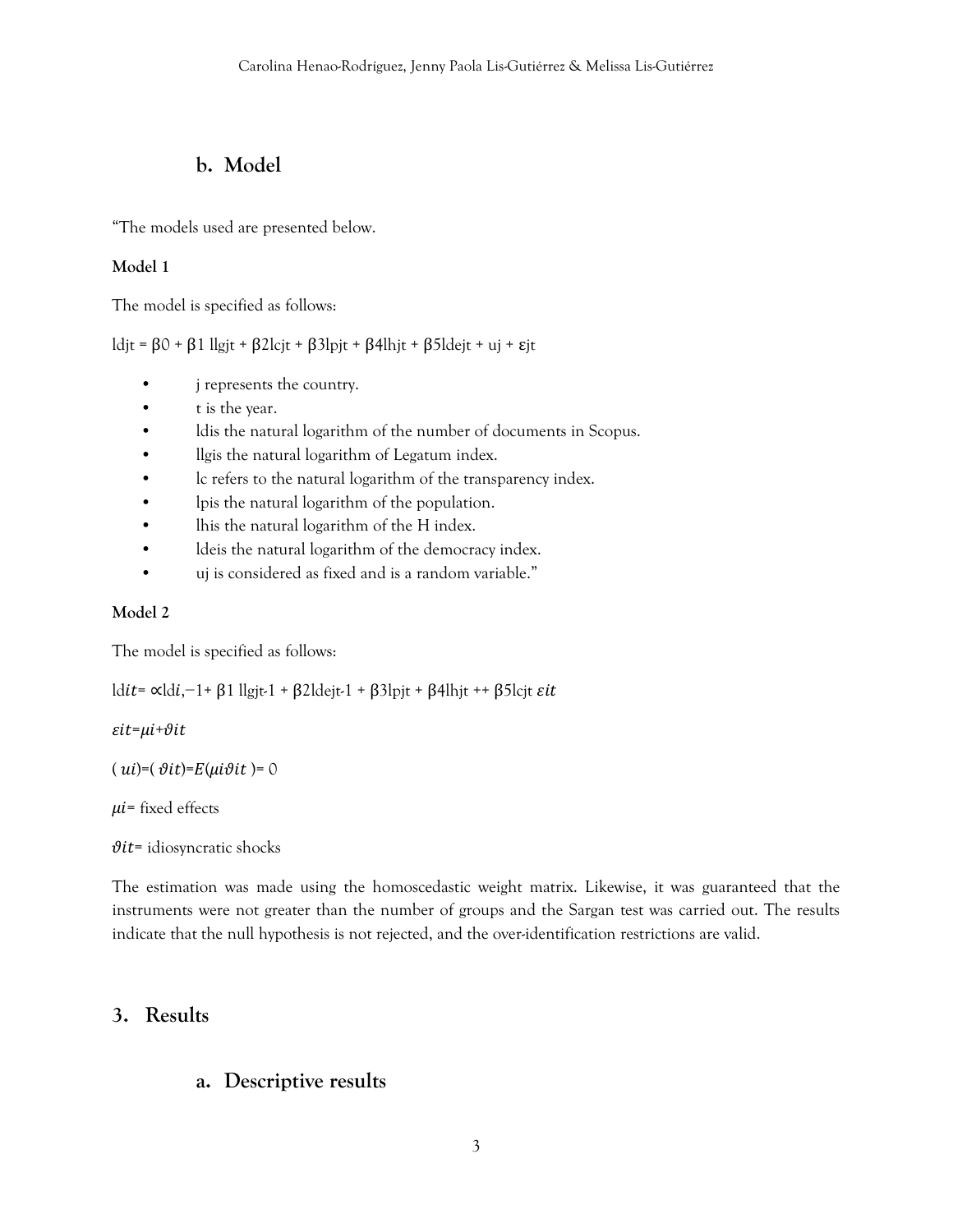### b. Model

"The models used are presented below.

**Model 1**

The model is specified as follows:

$$ld_{jt} = \beta 0 + \beta 1\ llg_{jt} + \beta 2lc_{jt} + \beta 3lp_{jt} + \beta 4lh_{jt} + \beta 5lde_{jt} + u_j + \varepsilon_{jt}$$

- j represents the country.
- t is the year.
- ldis the natural logarithm of the number of documents in Scopus.
- llgis the natural logarithm of Legatum index.
- lc refers to the natural logarithm of the transparency index.
- lpis the natural logarithm of the population.
- lhis the natural logarithm of the H index.
- ldeis the natural logarithm of the democracy index.
- uj is considered as fixed and is a random variable."

**Model 2**

The model is specified as follows:

$$ld_{it} = \propto ld_{i,-1} + \beta 1\ llg_{jt\text{-}1} + \beta 2lde_{jt\text{-}1} + \beta 3lp_{jt} + \beta 4lh_{jt} ++ \beta 5lc_{jt}\ \varepsilon_{it}$$

$$\varepsilon_{it} = \mu_i + \vartheta_{it}$$

$$(u_i) = (\vartheta_{it}) = E(\mu_i \vartheta_{it}) = 0$$

$\mu_i$= fixed effects

$\vartheta_{it}$= idiosyncratic shocks

The estimation was made using the homoscedastic weight matrix. Likewise, it was guaranteed that the instruments were not greater than the number of groups and the Sargan test was carried out. The results indicate that the null hypothesis is not rejected, and the over-identification restrictions are valid.

## 3. Results

### a. Descriptive results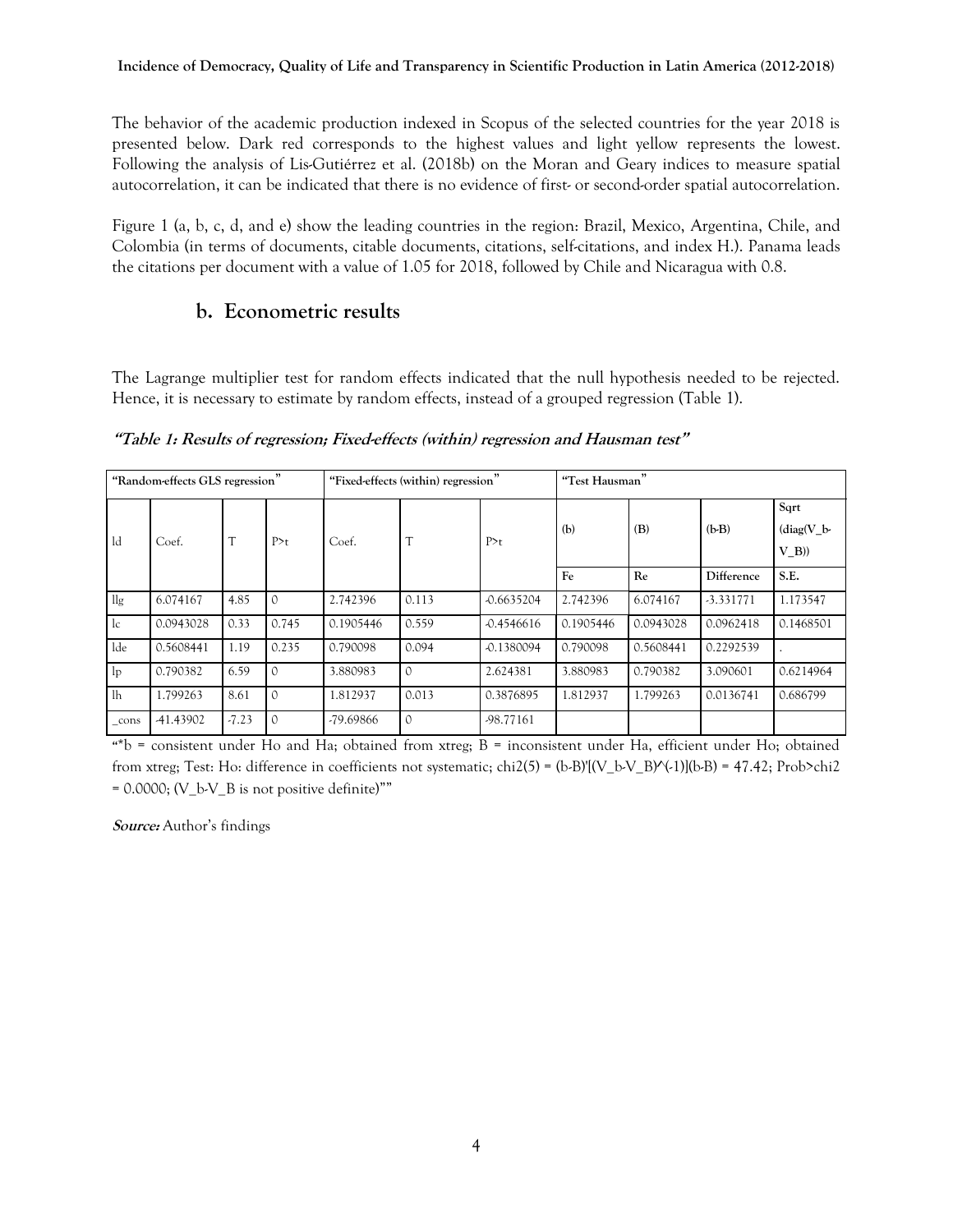The behavior of the academic production indexed in Scopus of the selected countries for the year 2018 is presented below. Dark red corresponds to the highest values and light yellow represents the lowest. Following the analysis of Lis-Gutiérrez et al. (2018b) on the Moran and Geary indices to measure spatial autocorrelation, it can be indicated that there is no evidence of first- or second-order spatial autocorrelation.

Figure 1 (a, b, c, d, and e) show the leading countries in the region: Brazil, Mexico, Argentina, Chile, and Colombia (in terms of documents, citable documents, citations, self-citations, and index H.). Panama leads the citations per document with a value of 1.05 for 2018, followed by Chile and Nicaragua with 0.8.

## b. Econometric results

The Lagrange multiplier test for random effects indicated that the null hypothesis needed to be rejected. Hence, it is necessary to estimate by random effects, instead of a grouped regression (Table 1).

***"Table 1: Results of regression; Fixed-effects (within) regression and Hausman test"***

| "Random-effects GLS regression" | | | | "Fixed-effects (within) regression" | | | "Test Hausman" | | | |
|---|---|---|---|---|---|---|---|---|---|---|
| ld | Coef. | T | P>t | Coef. | T | P>t | (b) | (B) | (b-B) | Sqrt (diag(V_b-V_B)) |
| | | | | | | | Fe | Re | Difference | S.E. |
| llg | 6.074167 | 4.85 | 0 | 2.742396 | 0.113 | -0.6635204 | 2.742396 | 6.074167 | -3.331771 | 1.173547 |
| lc | 0.0943028 | 0.33 | 0.745 | 0.1905446 | 0.559 | -0.4546616 | 0.1905446 | 0.0943028 | 0.0962418 | 0.1468501 |
| lde | 0.5608441 | 1.19 | 0.235 | 0.790098 | 0.094 | -0.1380094 | 0.790098 | 0.5608441 | 0.2292539 | . |
| lp | 0.790382 | 6.59 | 0 | 3.880983 | 0 | 2.624381 | 3.880983 | 0.790382 | 3.090601 | 0.6214964 |
| lh | 1.799263 | 8.61 | 0 | 1.812937 | 0.013 | 0.3876895 | 1.812937 | 1.799263 | 0.0136741 | 0.686799 |
| _cons | -41.43902 | -7.23 | 0 | -79.69866 | 0 | -98.77161 | | | | |

"*b = consistent under Ho and Ha; obtained from xtreg; B = inconsistent under Ha, efficient under Ho; obtained from xtreg; Test: Ho: difference in coefficients not systematic; chi2(5) = (b-B)'[(V_b-V_B)^(-1)](b-B) = 47.42; Prob>chi2 = 0.0000; (V_b-V_B is not positive definite)""

***Source:*** Author's findings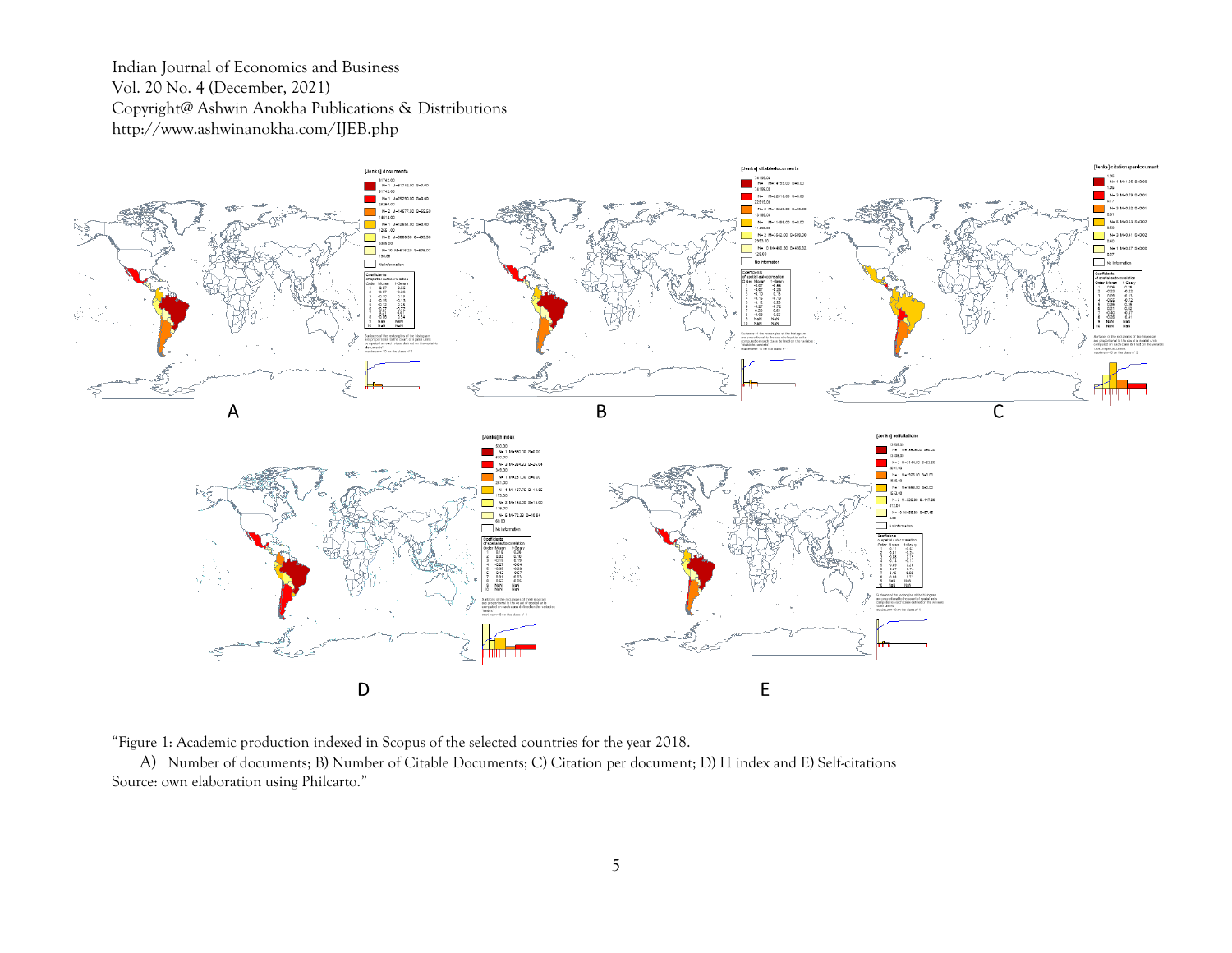A

B

C

D

E

"Figure 1: Academic production indexed in Scopus of the selected countries for the year 2018.

A) Number of documents; B) Number of Citable Documents; C) Citation per document; D) H index and E) Self-citations

Source: own elaboration using Philcarto."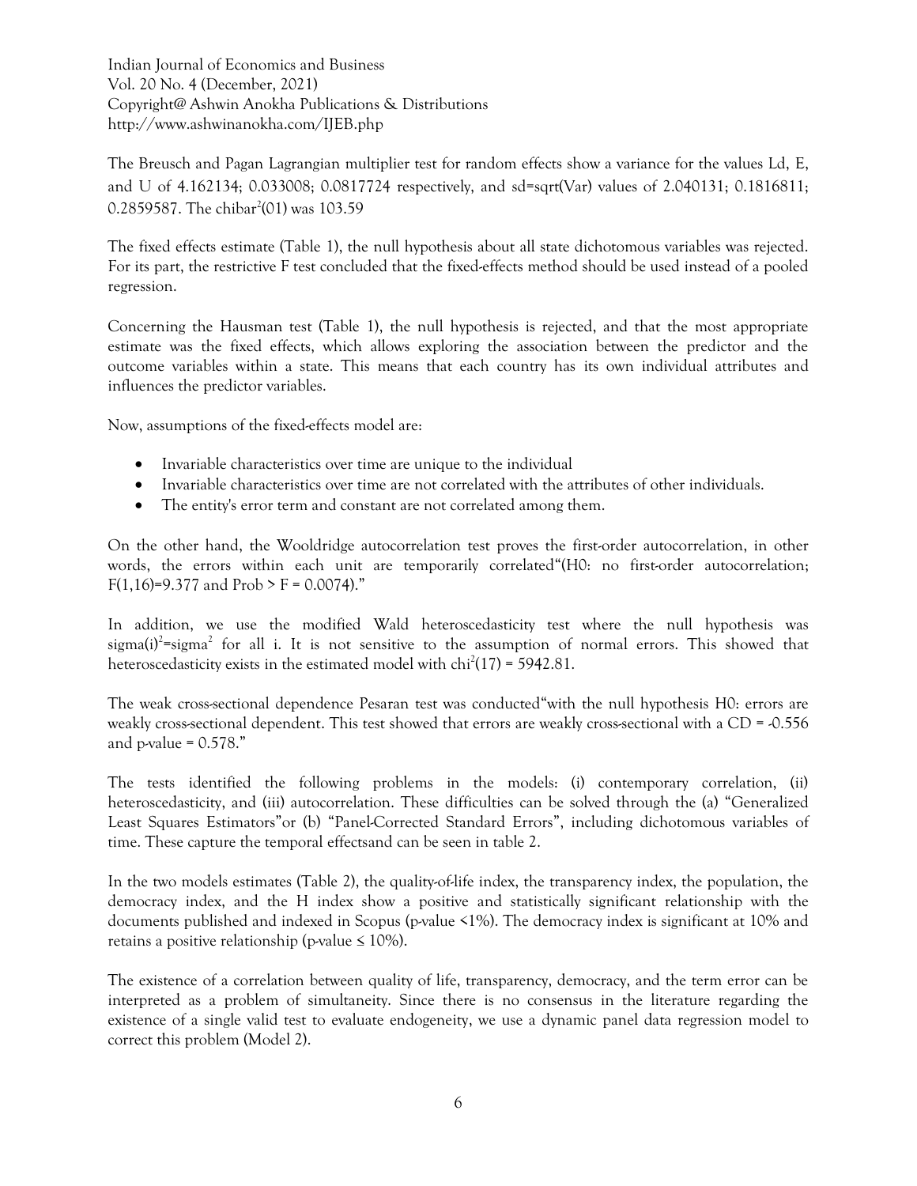The Breusch and Pagan Lagrangian multiplier test for random effects show a variance for the values Ld, E, and U of 4.162134; 0.033008; 0.0817724 respectively, and sd=sqrt(Var) values of 2.040131; 0.1816811; 0.2859587. The $chibar^2(01)$ was 103.59

The fixed effects estimate (Table 1), the null hypothesis about all state dichotomous variables was rejected. For its part, the restrictive F test concluded that the fixed-effects method should be used instead of a pooled regression.

Concerning the Hausman test (Table 1), the null hypothesis is rejected, and that the most appropriate estimate was the fixed effects, which allows exploring the association between the predictor and the outcome variables within a state. This means that each country has its own individual attributes and influences the predictor variables.

Now, assumptions of the fixed-effects model are:

- Invariable characteristics over time are unique to the individual
- Invariable characteristics over time are not correlated with the attributes of other individuals.
- The entity's error term and constant are not correlated among them.

On the other hand, the Wooldridge autocorrelation test proves the first-order autocorrelation, in other words, the errors within each unit are temporarily correlated"(H0: no first-order autocorrelation; $F(1,16)=9.377$ and Prob > F = 0.0074)."

In addition, we use the modified Wald heteroscedasticity test where the null hypothesis was $sigma(i)^2=sigma^2$ for all i. It is not sensitive to the assumption of normal errors. This showed that heteroscedasticity exists in the estimated model with $chi^2(17) = 5942.81$.

The weak cross-sectional dependence Pesaran test was conducted"with the null hypothesis H0: errors are weakly cross-sectional dependent. This test showed that errors are weakly cross-sectional with a CD = -0.556 and p-value = 0.578."

The tests identified the following problems in the models: (i) contemporary correlation, (ii) heteroscedasticity, and (iii) autocorrelation. These difficulties can be solved through the (a) "Generalized Least Squares Estimators"or (b) "Panel-Corrected Standard Errors", including dichotomous variables of time. These capture the temporal effectsand can be seen in table 2.

In the two models estimates (Table 2), the quality-of-life index, the transparency index, the population, the democracy index, and the H index show a positive and statistically significant relationship with the documents published and indexed in Scopus (p-value <1%). The democracy index is significant at 10% and retains a positive relationship (p-value ≤ 10%).

The existence of a correlation between quality of life, transparency, democracy, and the term error can be interpreted as a problem of simultaneity. Since there is no consensus in the literature regarding the existence of a single valid test to evaluate endogeneity, we use a dynamic panel data regression model to correct this problem (Model 2).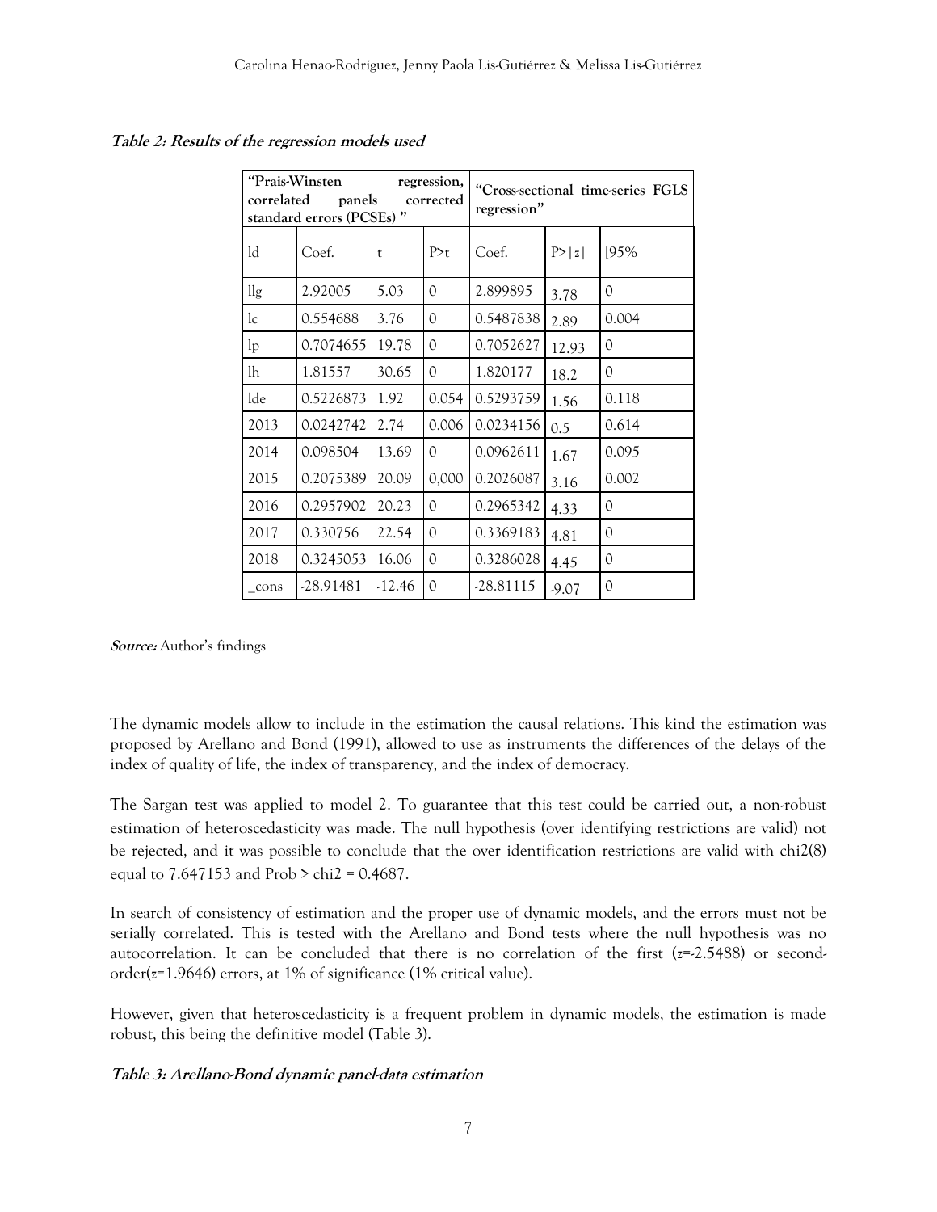**Table 2: Results of the regression models used**

| "Prais-Winsten regression, correlated panels corrected standard errors (PCSEs) " | | | | "Cross-sectional time-series FGLS regression" | | |
|---|---|---|---|---|---|---|
| ld | Coef. | t | P>t | Coef. | P>\|z\| | [95% |
| llg | 2.92005 | 5.03 | 0 | 2.899895 | 3.78 | 0 |
| lc | 0.554688 | 3.76 | 0 | 0.5487838 | 2.89 | 0.004 |
| lp | 0.7074655 | 19.78 | 0 | 0.7052627 | 12.93 | 0 |
| lh | 1.81557 | 30.65 | 0 | 1.820177 | 18.2 | 0 |
| lde | 0.5226873 | 1.92 | 0.054 | 0.5293759 | 1.56 | 0.118 |
| 2013 | 0.0242742 | 2.74 | 0.006 | 0.0234156 | 0.5 | 0.614 |
| 2014 | 0.098504 | 13.69 | 0 | 0.0962611 | 1.67 | 0.095 |
| 2015 | 0.2075389 | 20.09 | 0,000 | 0.2026087 | 3.16 | 0.002 |
| 2016 | 0.2957902 | 20.23 | 0 | 0.2965342 | 4.33 | 0 |
| 2017 | 0.330756 | 22.54 | 0 | 0.3369183 | 4.81 | 0 |
| 2018 | 0.3245053 | 16.06 | 0 | 0.3286028 | 4.45 | 0 |
| _cons | -28.91481 | -12.46 | 0 | -28.81115 | -9.07 | 0 |

***Source:*** Author's findings

The dynamic models allow to include in the estimation the causal relations. This kind the estimation was proposed by Arellano and Bond (1991), allowed to use as instruments the differences of the delays of the index of quality of life, the index of transparency, and the index of democracy.

The Sargan test was applied to model 2. To guarantee that this test could be carried out, a non-robust estimation of heteroscedasticity was made. The null hypothesis (over identifying restrictions are valid) not be rejected, and it was possible to conclude that the over identification restrictions are valid with chi2(8) equal to 7.647153 and Prob > chi2 = 0.4687.

In search of consistency of estimation and the proper use of dynamic models, and the errors must not be serially correlated. This is tested with the Arellano and Bond tests where the null hypothesis was no autocorrelation. It can be concluded that there is no correlation of the first (z=-2.5488) or second-order(z=1.9646) errors, at 1% of significance (1% critical value).

However, given that heteroscedasticity is a frequent problem in dynamic models, the estimation is made robust, this being the definitive model (Table 3).

**Table 3: Arellano-Bond dynamic panel-data estimation**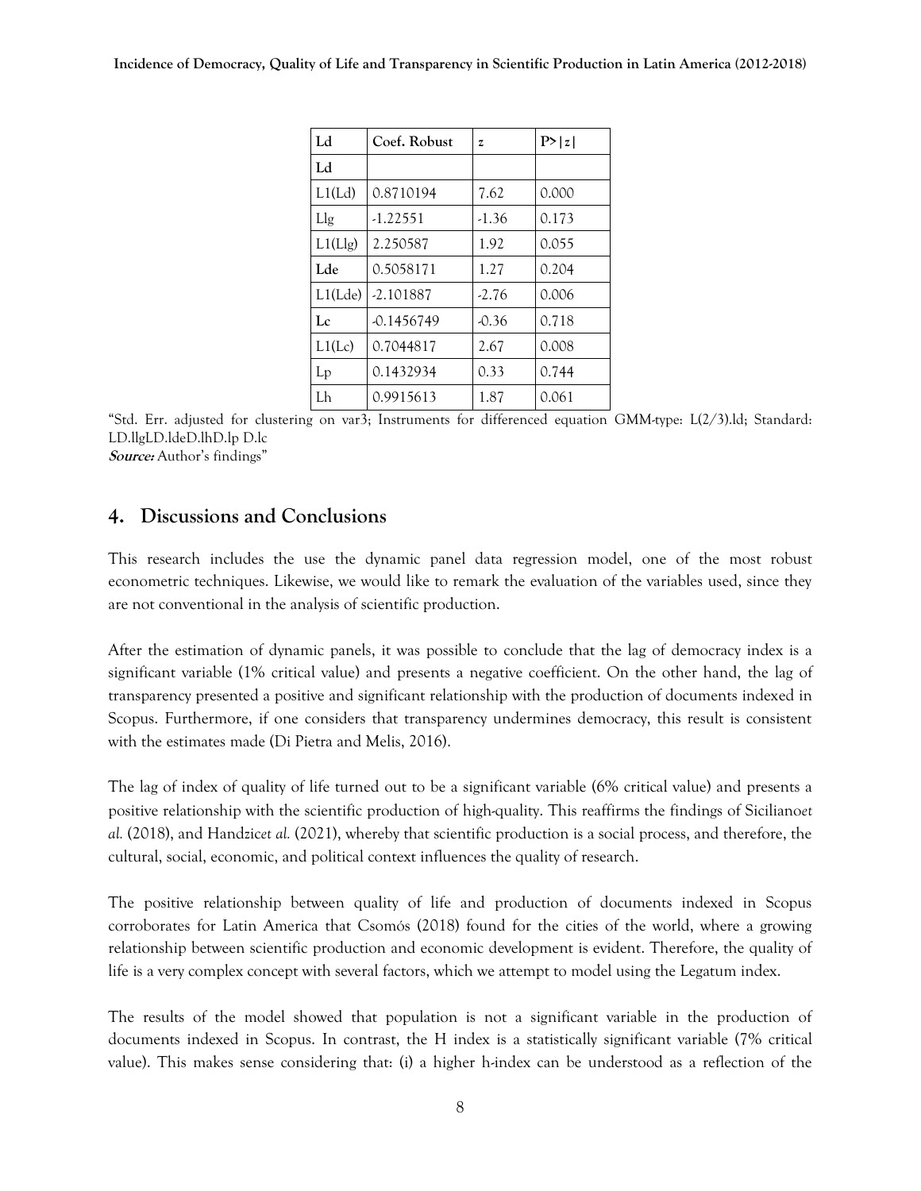| Ld | Coef. Robust | z | P>\|z\| |
|---|---|---|---|
| **Ld** | | | |
| L1(Ld) | 0.8710194 | 7.62 | 0.000 |
| Llg | -1.22551 | -1.36 | 0.173 |
| L1(Llg) | 2.250587 | 1.92 | 0.055 |
| **Lde** | 0.5058171 | 1.27 | 0.204 |
| L1(Lde) | -2.101887 | -2.76 | 0.006 |
| **Lc** | -0.1456749 | -0.36 | 0.718 |
| L1(Lc) | 0.7044817 | 2.67 | 0.008 |
| Lp | 0.1432934 | 0.33 | 0.744 |
| Lh | 0.9915613 | 1.87 | 0.061 |

"Std. Err. adjusted for clustering on var3; Instruments for differenced equation GMM-type: L(2/3).ld; Standard: LD.llgLD.ldeD.lhD.lp D.lc
***Source:*** Author's findings"

## 4. Discussions and Conclusions

This research includes the use the dynamic panel data regression model, one of the most robust econometric techniques. Likewise, we would like to remark the evaluation of the variables used, since they are not conventional in the analysis of scientific production.

After the estimation of dynamic panels, it was possible to conclude that the lag of democracy index is a significant variable (1% critical value) and presents a negative coefficient. On the other hand, the lag of transparency presented a positive and significant relationship with the production of documents indexed in Scopus. Furthermore, if one considers that transparency undermines democracy, this result is consistent with the estimates made (Di Pietra and Melis, 2016).

The lag of index of quality of life turned out to be a significant variable (6% critical value) and presents a positive relationship with the scientific production of high-quality. This reaffirms the findings of Siciliano*et al.* (2018), and Handzic*et al.* (2021), whereby that scientific production is a social process, and therefore, the cultural, social, economic, and political context influences the quality of research.

The positive relationship between quality of life and production of documents indexed in Scopus corroborates for Latin America that Csomós (2018) found for the cities of the world, where a growing relationship between scientific production and economic development is evident. Therefore, the quality of life is a very complex concept with several factors, which we attempt to model using the Legatum index.

The results of the model showed that population is not a significant variable in the production of documents indexed in Scopus. In contrast, the H index is a statistically significant variable (7% critical value). This makes sense considering that: (i) a higher h-index can be understood as a reflection of the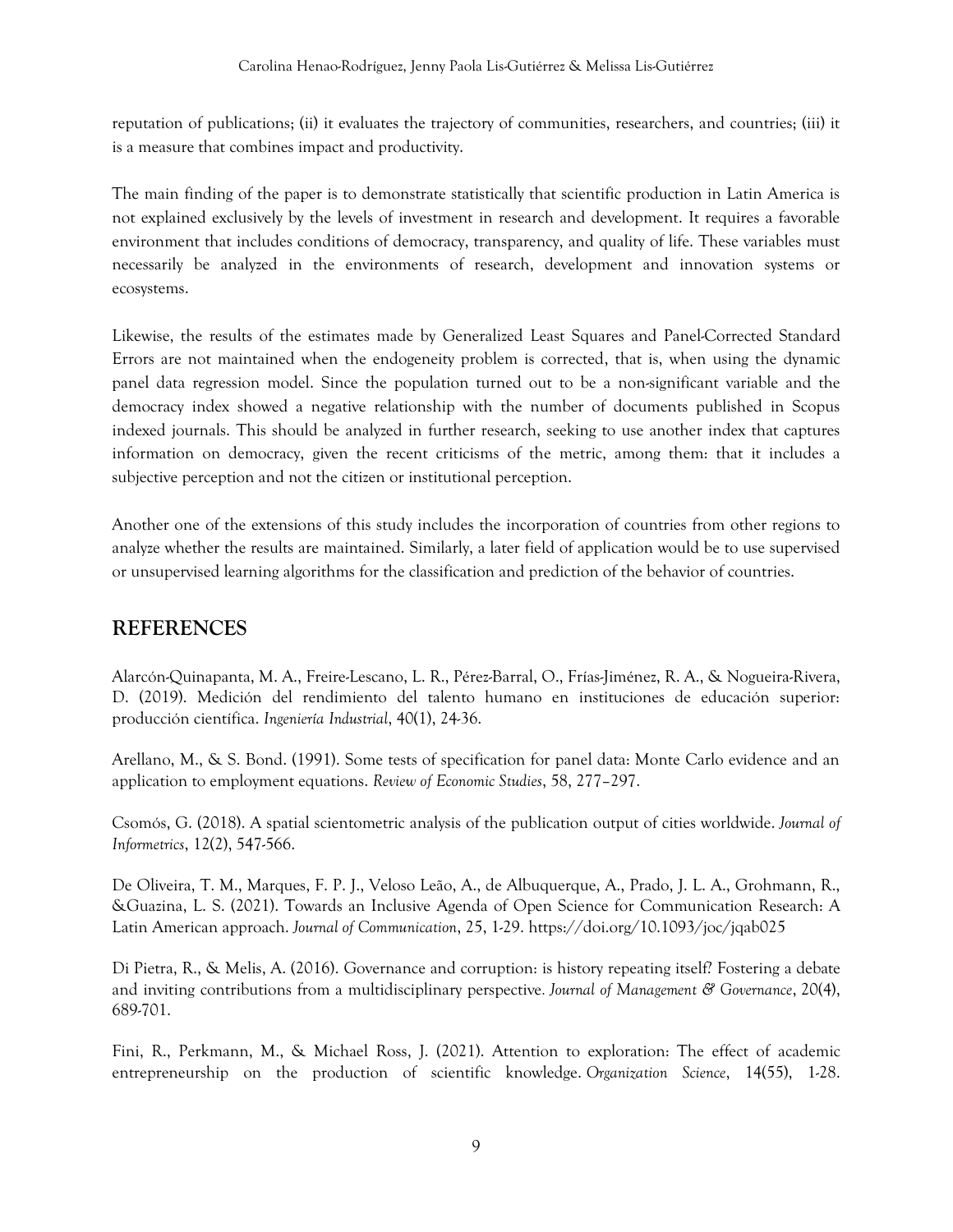reputation of publications; (ii) it evaluates the trajectory of communities, researchers, and countries; (iii) it is a measure that combines impact and productivity.

The main finding of the paper is to demonstrate statistically that scientific production in Latin America is not explained exclusively by the levels of investment in research and development. It requires a favorable environment that includes conditions of democracy, transparency, and quality of life. These variables must necessarily be analyzed in the environments of research, development and innovation systems or ecosystems.

Likewise, the results of the estimates made by Generalized Least Squares and Panel-Corrected Standard Errors are not maintained when the endogeneity problem is corrected, that is, when using the dynamic panel data regression model. Since the population turned out to be a non-significant variable and the democracy index showed a negative relationship with the number of documents published in Scopus indexed journals. This should be analyzed in further research, seeking to use another index that captures information on democracy, given the recent criticisms of the metric, among them: that it includes a subjective perception and not the citizen or institutional perception.

Another one of the extensions of this study includes the incorporation of countries from other regions to analyze whether the results are maintained. Similarly, a later field of application would be to use supervised or unsupervised learning algorithms for the classification and prediction of the behavior of countries.

## REFERENCES

Alarcón-Quinapanta, M. A., Freire-Lescano, L. R., Pérez-Barral, O., Frías-Jiménez, R. A., & Nogueira-Rivera, D. (2019). Medición del rendimiento del talento humano en instituciones de educación superior: producción científica. *Ingeniería Industrial*, 40(1), 24-36.

Arellano, M., & S. Bond. (1991). Some tests of specification for panel data: Monte Carlo evidence and an application to employment equations. *Review of Economic Studies*, 58, 277–297.

Csomós, G. (2018). A spatial scientometric analysis of the publication output of cities worldwide. *Journal of Informetrics*, 12(2), 547-566.

De Oliveira, T. M., Marques, F. P. J., Veloso Leão, A., de Albuquerque, A., Prado, J. L. A., Grohmann, R., &Guazina, L. S. (2021). Towards an Inclusive Agenda of Open Science for Communication Research: A Latin American approach. *Journal of Communication*, 25, 1-29. https://doi.org/10.1093/joc/jqab025

Di Pietra, R., & Melis, A. (2016). Governance and corruption: is history repeating itself? Fostering a debate and inviting contributions from a multidisciplinary perspective. *Journal of Management & Governance*, 20(4), 689-701.

Fini, R., Perkmann, M., & Michael Ross, J. (2021). Attention to exploration: The effect of academic entrepreneurship on the production of scientific knowledge. *Organization Science*, 14(55), 1-28.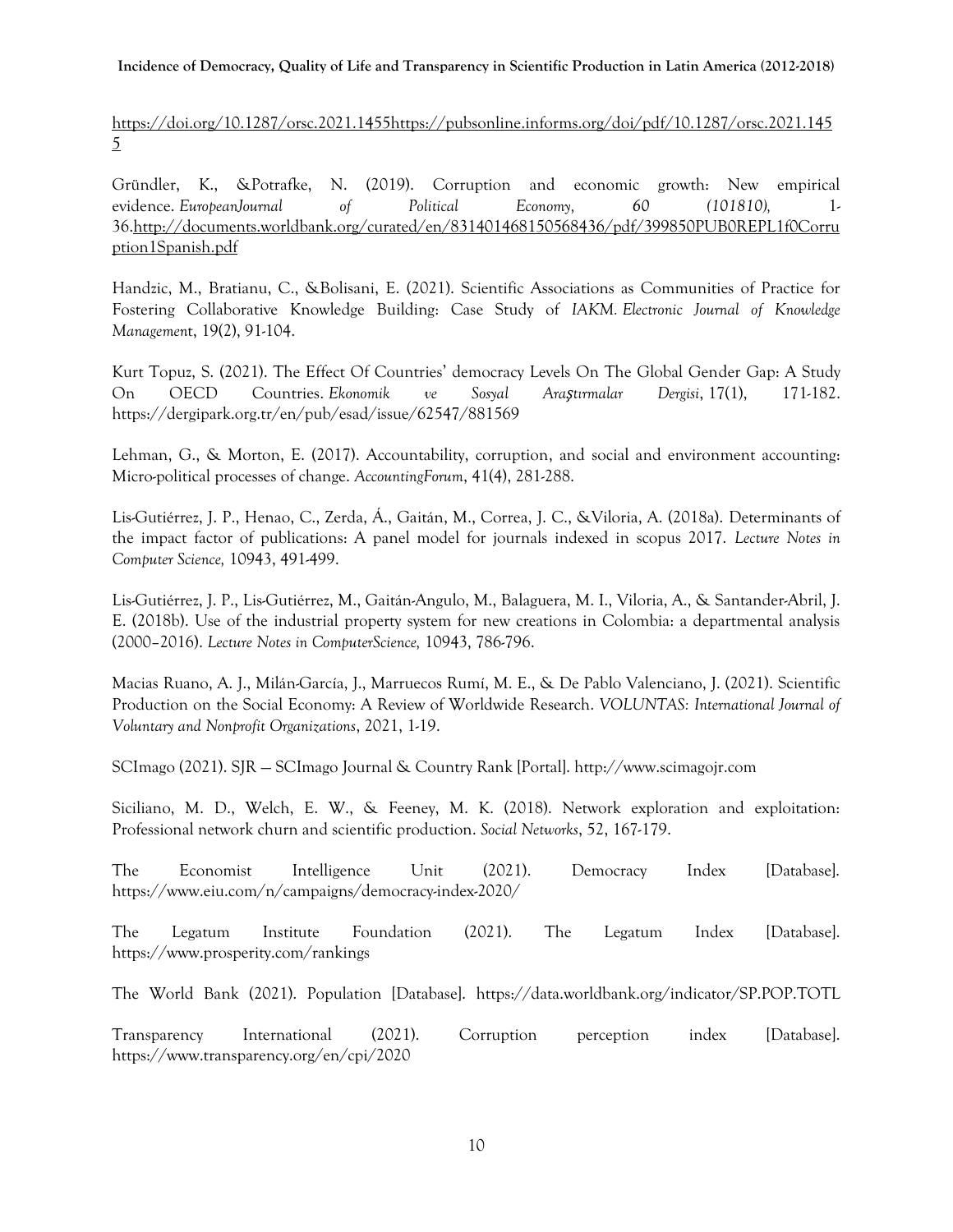https://doi.org/10.1287/orsc.2021.1455https://pubsonline.informs.org/doi/pdf/10.1287/orsc.2021.1455

Gründler, K., &Potrafke, N. (2019). Corruption and economic growth: New empirical evidence. *EuropeanJournal of Political Economy, 60 (101810),* 1-36.http://documents.worldbank.org/curated/en/831401468150568436/pdf/399850PUB0REPL1f0Corruption1Spanish.pdf

Handzic, M., Bratianu, C., &Bolisani, E. (2021). Scientific Associations as Communities of Practice for Fostering Collaborative Knowledge Building: Case Study of *IAKM. Electronic Journal of Knowledge Management*, 19(2), 91-104.

Kurt Topuz, S. (2021). The Effect Of Countries' democracy Levels On The Global Gender Gap: A Study On OECD Countries. *Ekonomik ve Sosyal Araştırmalar Dergisi*, 17(1), 171-182. https://dergipark.org.tr/en/pub/esad/issue/62547/881569

Lehman, G., & Morton, E. (2017). Accountability, corruption, and social and environment accounting: Micro-political processes of change. *AccountingForum*, 41(4), 281-288.

Lis-Gutiérrez, J. P., Henao, C., Zerda, Á., Gaitán, M., Correa, J. C., &Viloria, A. (2018a). Determinants of the impact factor of publications: A panel model for journals indexed in scopus 2017. *Lecture Notes in Computer Science,* 10943, 491-499.

Lis-Gutiérrez, J. P., Lis-Gutiérrez, M., Gaitán-Angulo, M., Balaguera, M. I., Viloria, A., & Santander-Abril, J. E. (2018b). Use of the industrial property system for new creations in Colombia: a departmental analysis (2000–2016). *Lecture Notes in ComputerScience,* 10943, 786-796.

Macias Ruano, A. J., Milán-García, J., Marruecos Rumí, M. E., & De Pablo Valenciano, J. (2021). Scientific Production on the Social Economy: A Review of Worldwide Research. *VOLUNTAS: International Journal of Voluntary and Nonprofit Organizations*, 2021, 1-19.

SCImago (2021). SJR — SCImago Journal & Country Rank [Portal]. http://www.scimagojr.com

Siciliano, M. D., Welch, E. W., & Feeney, M. K. (2018). Network exploration and exploitation: Professional network churn and scientific production. *Social Networks*, 52, 167-179.

The Economist Intelligence Unit (2021). Democracy Index [Database]. https://www.eiu.com/n/campaigns/democracy-index-2020/

The Legatum Institute Foundation (2021). The Legatum Index [Database]. https://www.prosperity.com/rankings

The World Bank (2021). Population [Database]. https://data.worldbank.org/indicator/SP.POP.TOTL

Transparency International (2021). Corruption perception index [Database]. https://www.transparency.org/en/cpi/2020